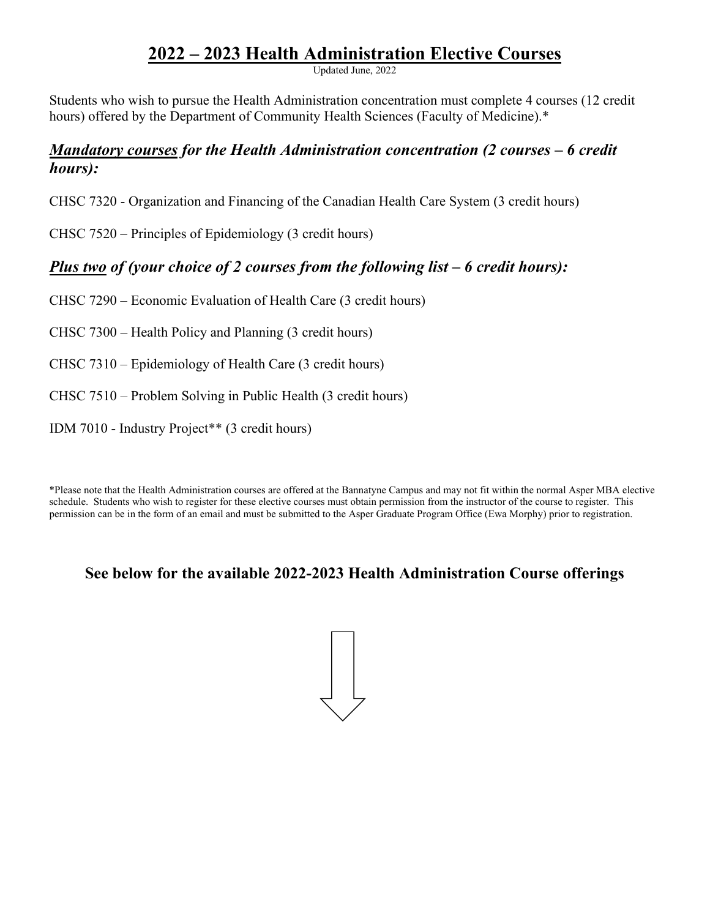# 2022 – 2023 Health Administration Elective Courses

Updated June, 2022

Students who wish to pursue the Health Administration concentration must complete 4 courses (12 credit hours) offered by the Department of Community Health Sciences (Faculty of Medicine).*

## ***Mandatory courses* for the Health Administration concentration (2 courses – 6 credit hours):**

CHSC 7320 - Organization and Financing of the Canadian Health Care System (3 credit hours)

CHSC 7520 – Principles of Epidemiology (3 credit hours)

## ***Plus two* of (your choice of 2 courses from the following list – 6 credit hours):**

CHSC 7290 – Economic Evaluation of Health Care (3 credit hours)

CHSC 7300 – Health Policy and Planning (3 credit hours)

CHSC 7310 – Epidemiology of Health Care (3 credit hours)

CHSC 7510 – Problem Solving in Public Health (3 credit hours)

IDM 7010 - Industry Project** (3 credit hours)

*Please note that the Health Administration courses are offered at the Bannatyne Campus and may not fit within the normal Asper MBA elective schedule. Students who wish to register for these elective courses must obtain permission from the instructor of the course to register. This permission can be in the form of an email and must be submitted to the Asper Graduate Program Office (Ewa Morphy) prior to registration.

**See below for the available 2022-2023 Health Administration Course offerings**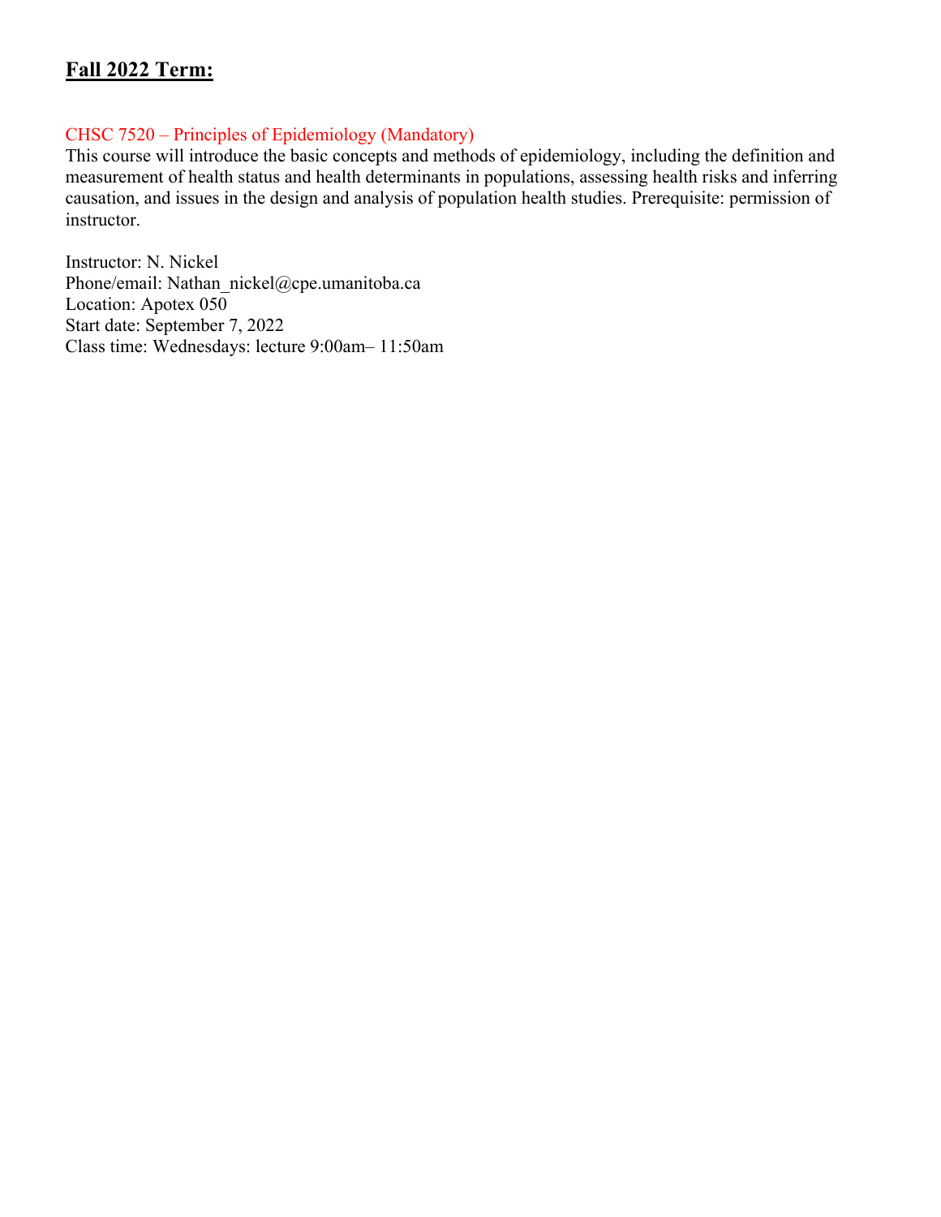## **Fall 2022 Term:**

### CHSC 7520 – Principles of Epidemiology (Mandatory)

This course will introduce the basic concepts and methods of epidemiology, including the definition and measurement of health status and health determinants in populations, assessing health risks and inferring causation, and issues in the design and analysis of population health studies. Prerequisite: permission of instructor.

Instructor: N. Nickel  
Phone/email: Nathan_nickel@cpe.umanitoba.ca  
Location: Apotex 050  
Start date: September 7, 2022  
Class time: Wednesdays: lecture 9:00am– 11:50am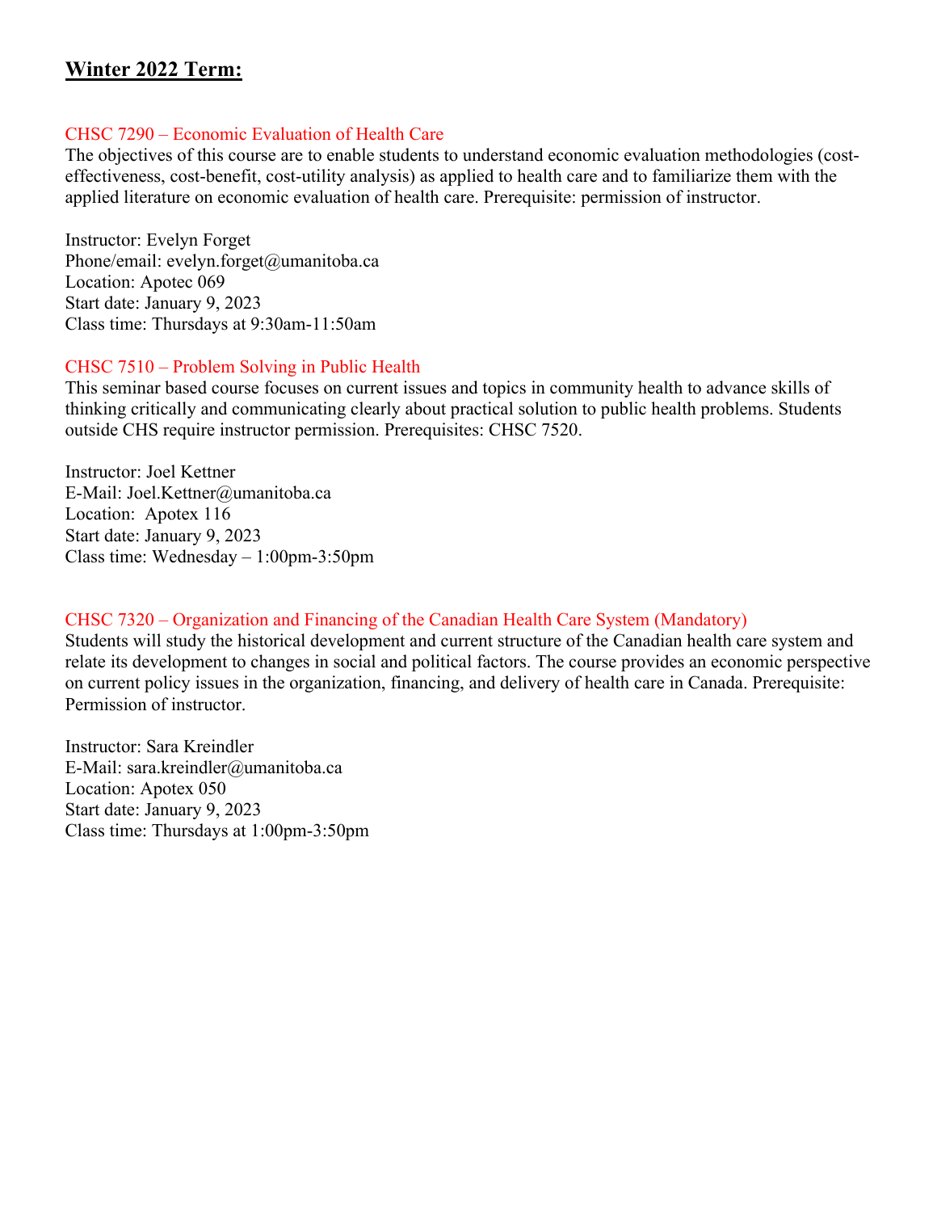## Winter 2022 Term:

### CHSC 7290 – Economic Evaluation of Health Care

The objectives of this course are to enable students to understand economic evaluation methodologies (cost-effectiveness, cost-benefit, cost-utility analysis) as applied to health care and to familiarize them with the applied literature on economic evaluation of health care. Prerequisite: permission of instructor.

Instructor: Evelyn Forget
Phone/email: evelyn.forget@umanitoba.ca
Location: Apotec 069
Start date: January 9, 2023
Class time: Thursdays at 9:30am-11:50am

### CHSC 7510 – Problem Solving in Public Health

This seminar based course focuses on current issues and topics in community health to advance skills of thinking critically and communicating clearly about practical solution to public health problems. Students outside CHS require instructor permission. Prerequisites: CHSC 7520.

Instructor: Joel Kettner
E-Mail: Joel.Kettner@umanitoba.ca
Location: Apotex 116
Start date: January 9, 2023
Class time: Wednesday – 1:00pm-3:50pm

### CHSC 7320 – Organization and Financing of the Canadian Health Care System (Mandatory)

Students will study the historical development and current structure of the Canadian health care system and relate its development to changes in social and political factors. The course provides an economic perspective on current policy issues in the organization, financing, and delivery of health care in Canada. Prerequisite: Permission of instructor.

Instructor: Sara Kreindler
E-Mail: sara.kreindler@umanitoba.ca
Location: Apotex 050
Start date: January 9, 2023
Class time: Thursdays at 1:00pm-3:50pm